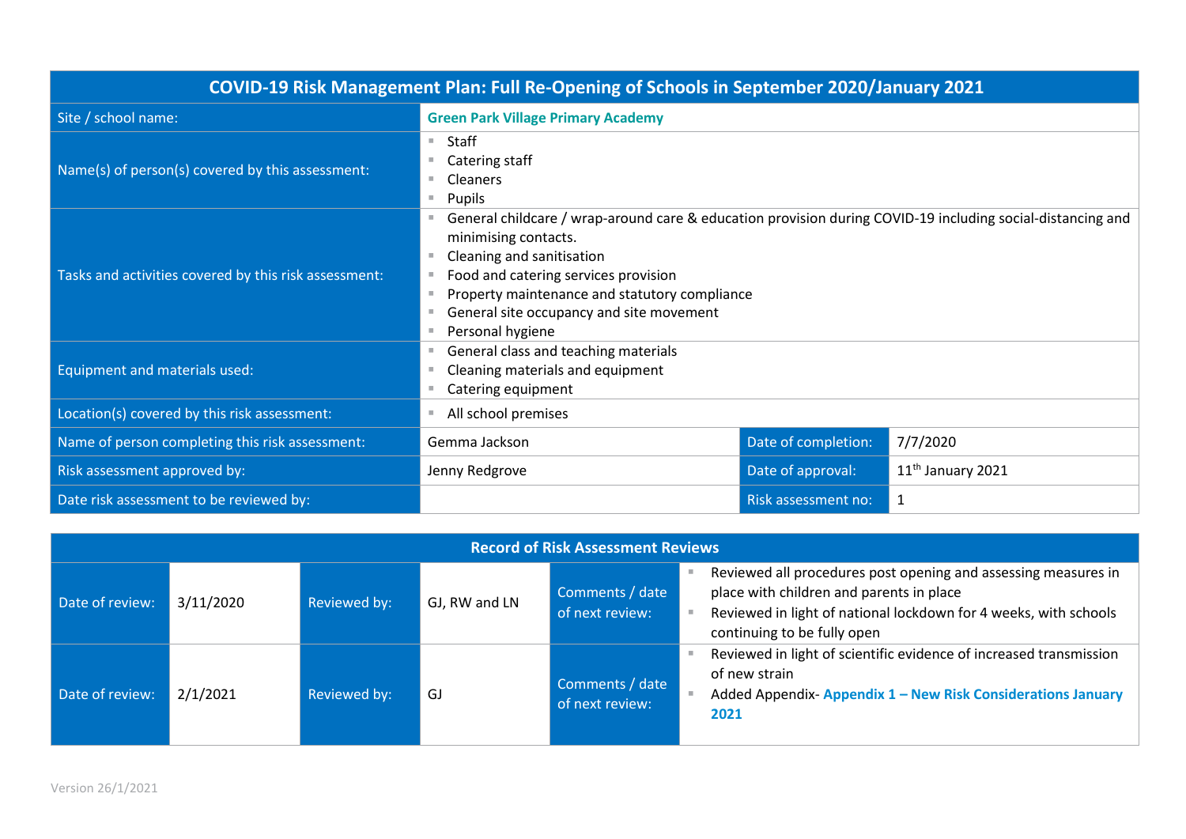| COVID-19 Risk Management Plan: Full Re-Opening of Schools in September 2020/January 2021 | | | |
|---|---|---|---|
| Site / school name: | **Green Park Village Primary Academy** | | |
| Name(s) of person(s) covered by this assessment: | - Staff<br>- Catering staff<br>- Cleaners<br>- Pupils | | |
| Tasks and activities covered by this risk assessment: | - General childcare / wrap-around care & education provision during COVID-19 including social-distancing and minimising contacts.<br>- Cleaning and sanitisation<br>- Food and catering services provision<br>- Property maintenance and statutory compliance<br>- General site occupancy and site movement<br>- Personal hygiene | | |
| Equipment and materials used: | - General class and teaching materials<br>- Cleaning materials and equipment<br>- Catering equipment | | |
| Location(s) covered by this risk assessment: | - All school premises | | |
| Name of person completing this risk assessment: | Gemma Jackson | Date of completion: | 7/7/2020 |
| Risk assessment approved by: | Jenny Redgrove | Date of approval: | 11th January 2021 |
| Date risk assessment to be reviewed by: | | Risk assessment no: | 1 |

| Record of Risk Assessment Reviews | | | | | |
|---|---|---|---|---|---|
| Date of review: | 3/11/2020 | Reviewed by: | GJ, RW and LN | Comments / date of next review: | - Reviewed all procedures post opening and assessing measures in place with children and parents in place<br>- Reviewed in light of national lockdown for 4 weeks, with schools continuing to be fully open |
| Date of review: | 2/1/2021 | Reviewed by: | GJ | Comments / date of next review: | - Reviewed in light of scientific evidence of increased transmission of new strain<br>- Added Appendix- **Appendix 1 – New Risk Considerations January 2021** |

Version 26/1/2021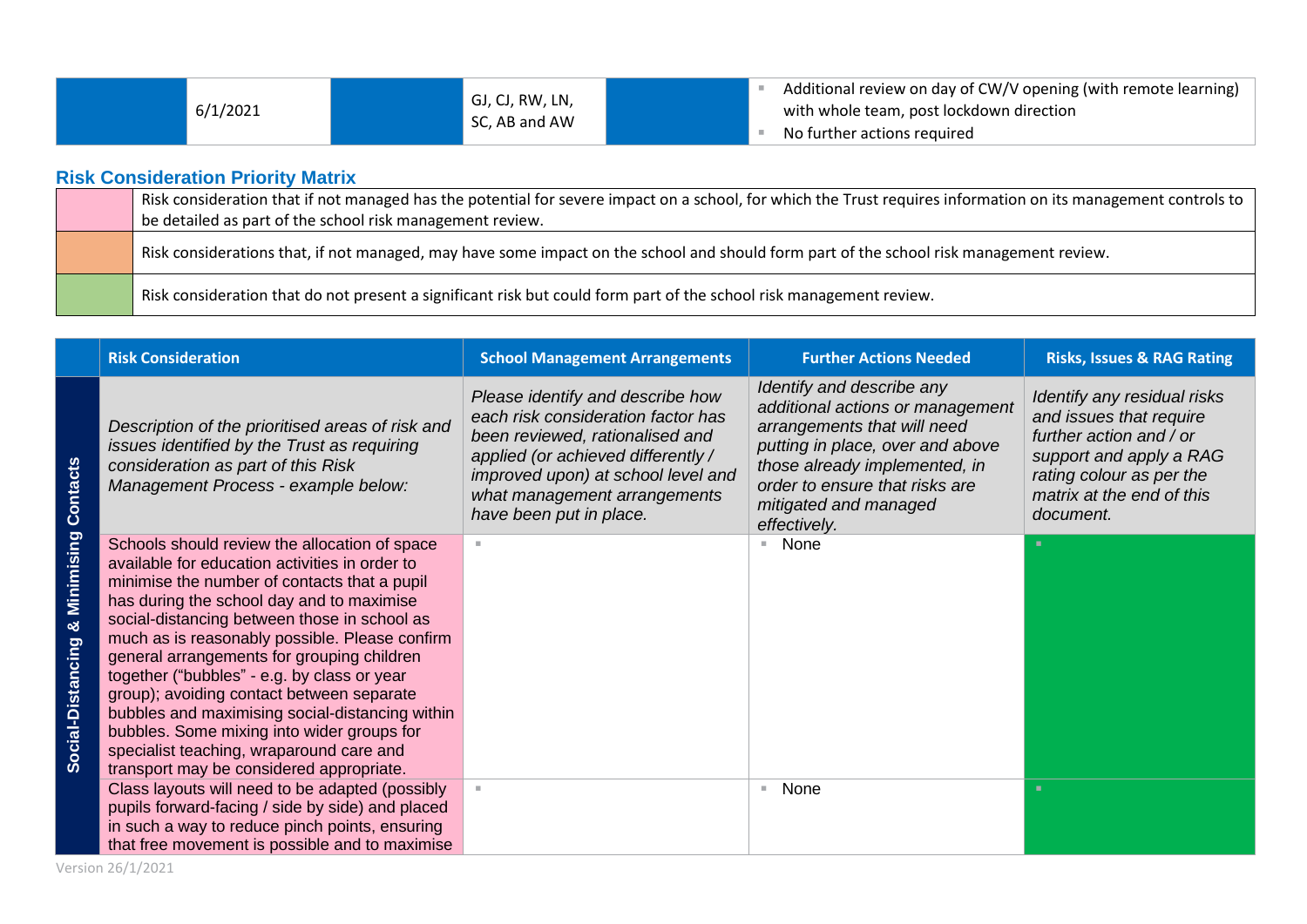| | 6/1/2021 | | GJ, CJ, RW, LN, SC, AB and AW | | Additional review on day of CW/V opening (with remote learning) with whole team, post lockdown direction<br>No further actions required |
|---|---|---|---|---|---|

## Risk Consideration Priority Matrix

| Colour | Description |
|---|---|
| Pink | Risk consideration that if not managed has the potential for severe impact on a school, for which the Trust requires information on its management controls to be detailed as part of the school risk management review. |
| Orange | Risk considerations that, if not managed, may have some impact on the school and should form part of the school risk management review. |
| Green | Risk consideration that do not present a significant risk but could form part of the school risk management review. |

| | Risk Consideration | School Management Arrangements | Further Actions Needed | Risks, Issues & RAG Rating |
|---|---|---|---|---|
| **Social-Distancing & Minimising Contacts** | *Description of the prioritised areas of risk and issues identified by the Trust as requiring consideration as part of this Risk Management Process - example below:* | *Please identify and describe how each risk consideration factor has been reviewed, rationalised and applied (or achieved differently / improved upon) at school level and what management arrangements have been put in place.* | *Identify and describe any additional actions or management arrangements that will need putting in place, over and above those already implemented, in order to ensure that risks are mitigated and managed effectively.* | *Identify any residual risks and issues that require further action and / or support and apply a RAG rating colour as per the matrix at the end of this document.* |
| | Schools should review the allocation of space available for education activities in order to minimise the number of contacts that a pupil has during the school day and to maximise social-distancing between those in school as much as is reasonably possible. Please confirm general arrangements for grouping children together ("bubbles" - e.g. by class or year group); avoiding contact between separate bubbles and maximising social-distancing within bubbles. Some mixing into wider groups for specialist teaching, wraparound care and transport may be considered appropriate. | | None | |
| | Class layouts will need to be adapted (possibly pupils forward-facing / side by side) and placed in such a way to reduce pinch points, ensuring that free movement is possible and to maximise | | None | |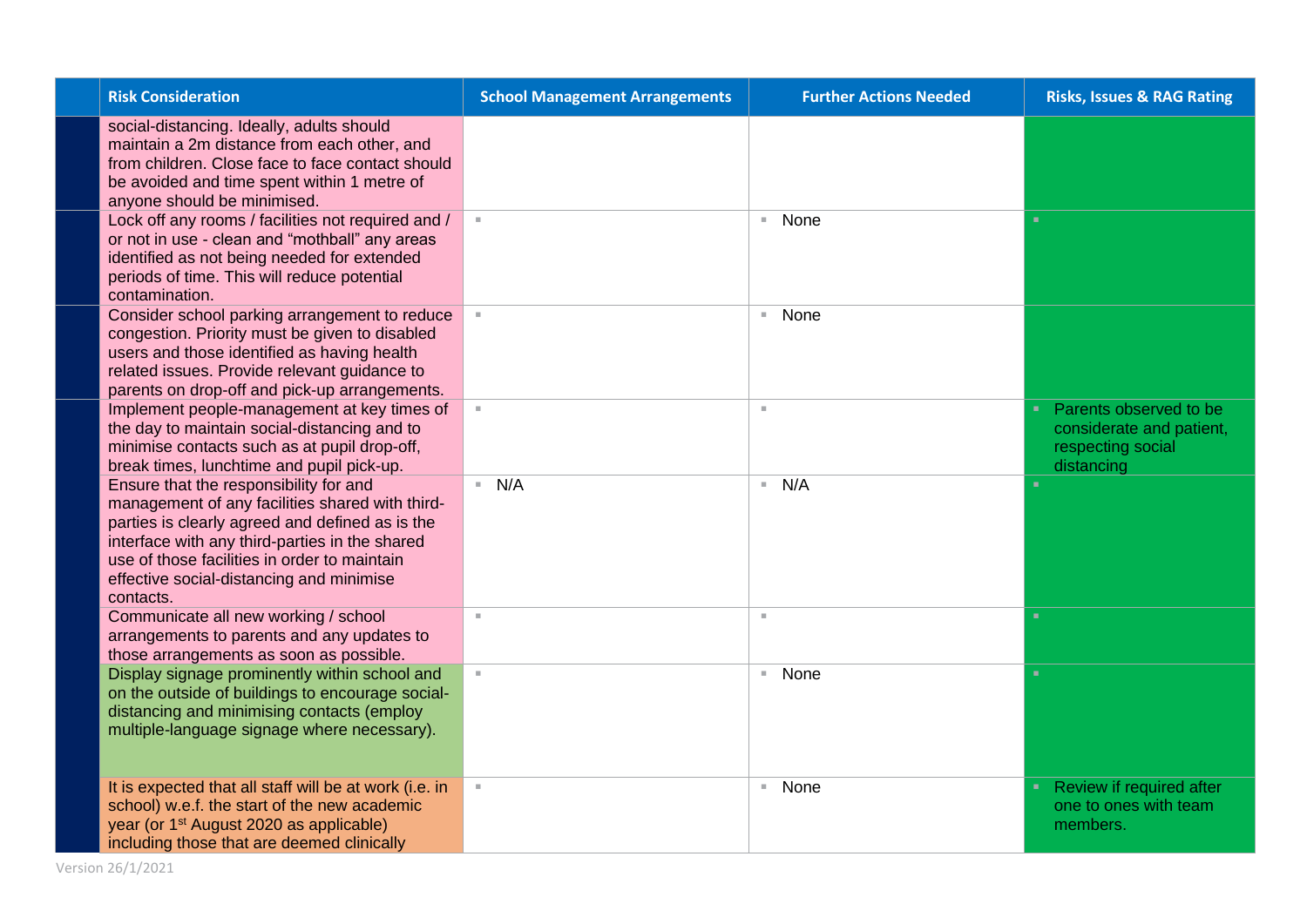| | Risk Consideration | School Management Arrangements | Further Actions Needed | Risks, Issues & RAG Rating |
|---|---|---|---|---|
| | social-distancing. Ideally, adults should maintain a 2m distance from each other, and from children. Close face to face contact should be avoided and time spent within 1 metre of anyone should be minimised. | | | |
| | Lock off any rooms / facilities not required and / or not in use - clean and "mothball" any areas identified as not being needed for extended periods of time. This will reduce potential contamination. | | None | |
| | Consider school parking arrangement to reduce congestion. Priority must be given to disabled users and those identified as having health related issues. Provide relevant guidance to parents on drop-off and pick-up arrangements. | | None | |
| | Implement people-management at key times of the day to maintain social-distancing and to minimise contacts such as at pupil drop-off, break times, lunchtime and pupil pick-up. | | | Parents observed to be considerate and patient, respecting social distancing |
| | Ensure that the responsibility for and management of any facilities shared with third-parties is clearly agreed and defined as is the interface with any third-parties in the shared use of those facilities in order to maintain effective social-distancing and minimise contacts. | N/A | N/A | |
| | Communicate all new working / school arrangements to parents and any updates to those arrangements as soon as possible. | | | |
| | Display signage prominently within school and on the outside of buildings to encourage social-distancing and minimising contacts (employ multiple-language signage where necessary). | | None | |
| | It is expected that all staff will be at work (i.e. in school) w.e.f. the start of the new academic year (or 1st August 2020 as applicable) including those that are deemed clinically | | None | Review if required after one to ones with team members. |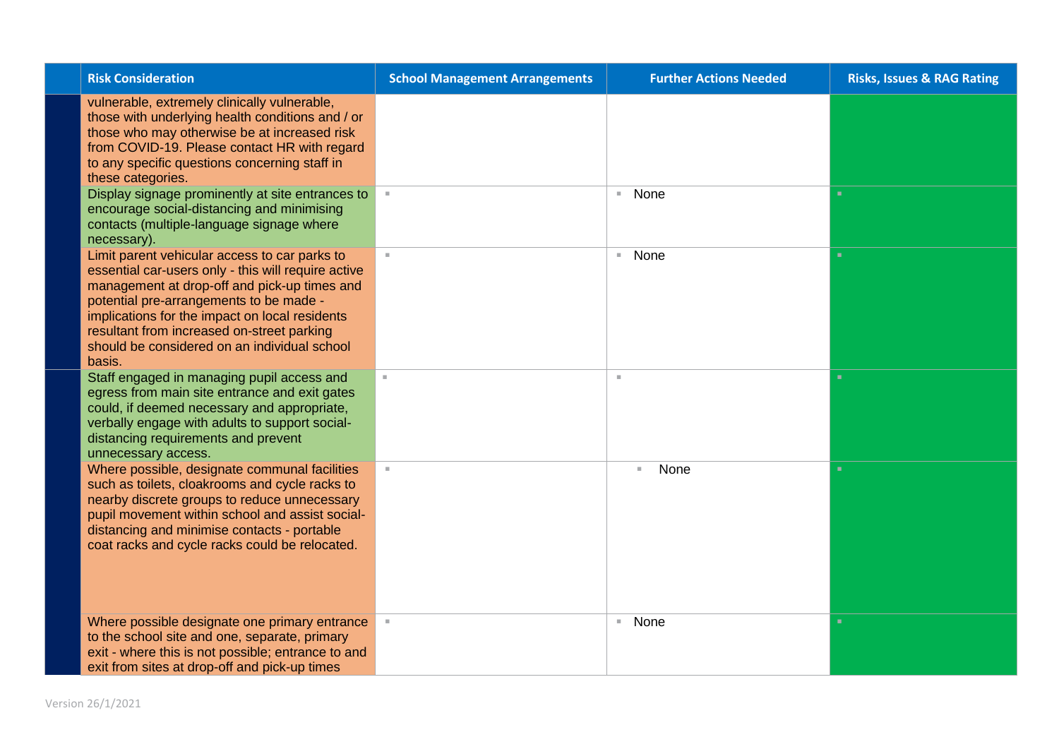| | Risk Consideration | School Management Arrangements | Further Actions Needed | Risks, Issues & RAG Rating |
|---|---|---|---|---|
| | vulnerable, extremely clinically vulnerable, those with underlying health conditions and / or those who may otherwise be at increased risk from COVID-19. Please contact HR with regard to any specific questions concerning staff in these categories. | | | |
| | Display signage prominently at site entrances to encourage social-distancing and minimising contacts (multiple-language signage where necessary). | | None | |
| | Limit parent vehicular access to car parks to essential car-users only - this will require active management at drop-off and pick-up times and potential pre-arrangements to be made - implications for the impact on local residents resultant from increased on-street parking should be considered on an individual school basis. | | None | |
| | Staff engaged in managing pupil access and egress from main site entrance and exit gates could, if deemed necessary and appropriate, verbally engage with adults to support social-distancing requirements and prevent unnecessary access. | | | |
| | Where possible, designate communal facilities such as toilets, cloakrooms and cycle racks to nearby discrete groups to reduce unnecessary pupil movement within school and assist social-distancing and minimise contacts - portable coat racks and cycle racks could be relocated. | | None | |
| | Where possible designate one primary entrance to the school site and one, separate, primary exit - where this is not possible; entrance to and exit from sites at drop-off and pick-up times | | None | |

Version 26/1/2021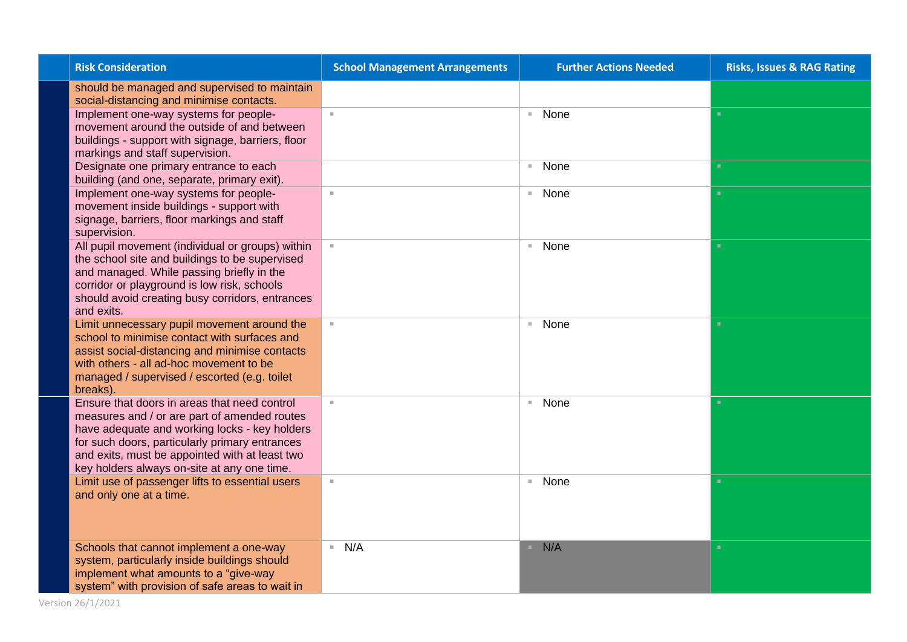| | Risk Consideration | School Management Arrangements | Further Actions Needed | Risks, Issues & RAG Rating |
|---|---|---|---|---|
| | should be managed and supervised to maintain social-distancing and minimise contacts. | | | |
| | Implement one-way systems for people-movement around the outside of and between buildings - support with signage, barriers, floor markings and staff supervision. | ▪ | ▪ None | ▪ |
| | Designate one primary entrance to each building (and one, separate, primary exit). | | ▪ None | ▪ |
| | Implement one-way systems for people-movement inside buildings - support with signage, barriers, floor markings and staff supervision. | ▪ | ▪ None | ▪ |
| | All pupil movement (individual or groups) within the school site and buildings to be supervised and managed. While passing briefly in the corridor or playground is low risk, schools should avoid creating busy corridors, entrances and exits. | ▪ | ▪ None | ▪ |
| | Limit unnecessary pupil movement around the school to minimise contact with surfaces and assist social-distancing and minimise contacts with others - all ad-hoc movement to be managed / supervised / escorted (e.g. toilet breaks). | ▪ | ▪ None | ▪ |
| | Ensure that doors in areas that need control measures and / or are part of amended routes have adequate and working locks - key holders for such doors, particularly primary entrances and exits, must be appointed with at least two key holders always on-site at any one time. | ▪ | ▪ None | ▪ |
| | Limit use of passenger lifts to essential users and only one at a time. | ▪ | ▪ None | ▪ |
| | Schools that cannot implement a one-way system, particularly inside buildings should implement what amounts to a "give-way system" with provision of safe areas to wait in | ▪ N/A | ▪ N/A | ▪ |

Version 26/1/2021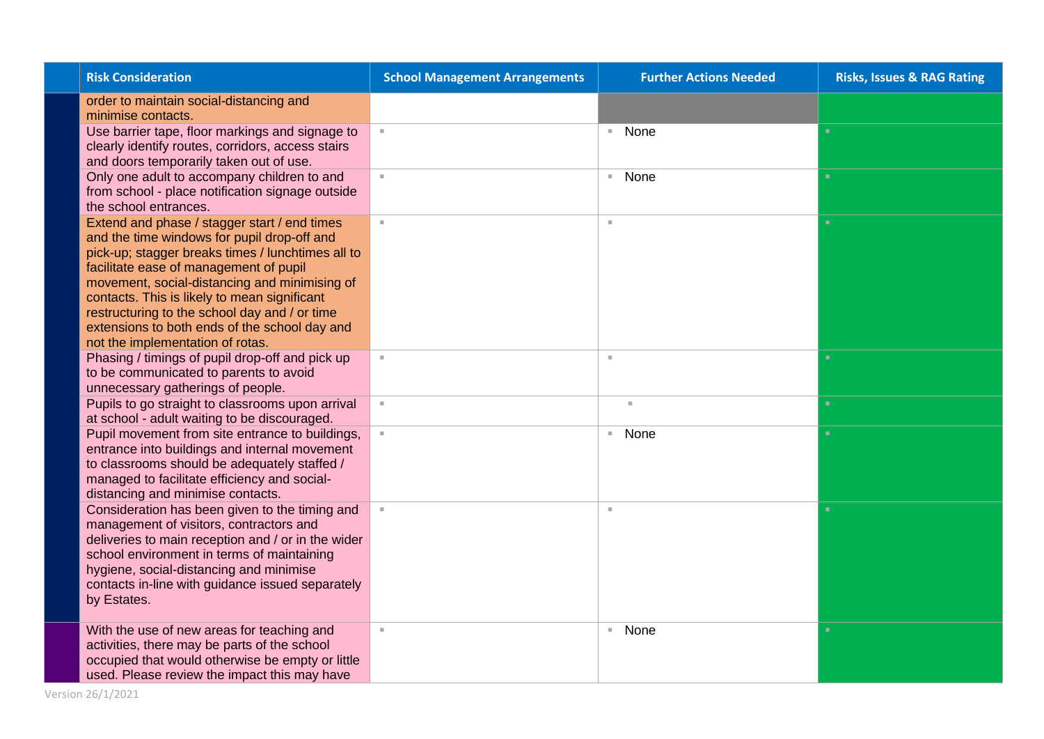| | Risk Consideration | School Management Arrangements | Further Actions Needed | Risks, Issues & RAG Rating |
|---|---|---|---|---|
| | order to maintain social-distancing and minimise contacts. | | | |
| | Use barrier tape, floor markings and signage to clearly identify routes, corridors, access stairs and doors temporarily taken out of use. | ▪ | ▪ None | ▪ |
| | Only one adult to accompany children to and from school - place notification signage outside the school entrances. | ▪ | ▪ None | ▪ |
| | Extend and phase / stagger start / end times and the time windows for pupil drop-off and pick-up; stagger breaks times / lunchtimes all to facilitate ease of management of pupil movement, social-distancing and minimising of contacts. This is likely to mean significant restructuring to the school day and / or time extensions to both ends of the school day and not the implementation of rotas. | ▪ | ▪ | ▪ |
| | Phasing / timings of pupil drop-off and pick up to be communicated to parents to avoid unnecessary gatherings of people. | ▪ | ▪ | ▪ |
| | Pupils to go straight to classrooms upon arrival at school - adult waiting to be discouraged. | ▪ | ▪ | ▪ |
| | Pupil movement from site entrance to buildings, entrance into buildings and internal movement to classrooms should be adequately staffed / managed to facilitate efficiency and social-distancing and minimise contacts. | ▪ | ▪ None | ▪ |
| | Consideration has been given to the timing and management of visitors, contractors and deliveries to main reception and / or in the wider school environment in terms of maintaining hygiene, social-distancing and minimise contacts in-line with guidance issued separately by Estates. | ▪ | ▪ | ▪ |
| | With the use of new areas for teaching and activities, there may be parts of the school occupied that would otherwise be empty or little used. Please review the impact this may have | ▪ | ▪ None | ▪ |

Version 26/1/2021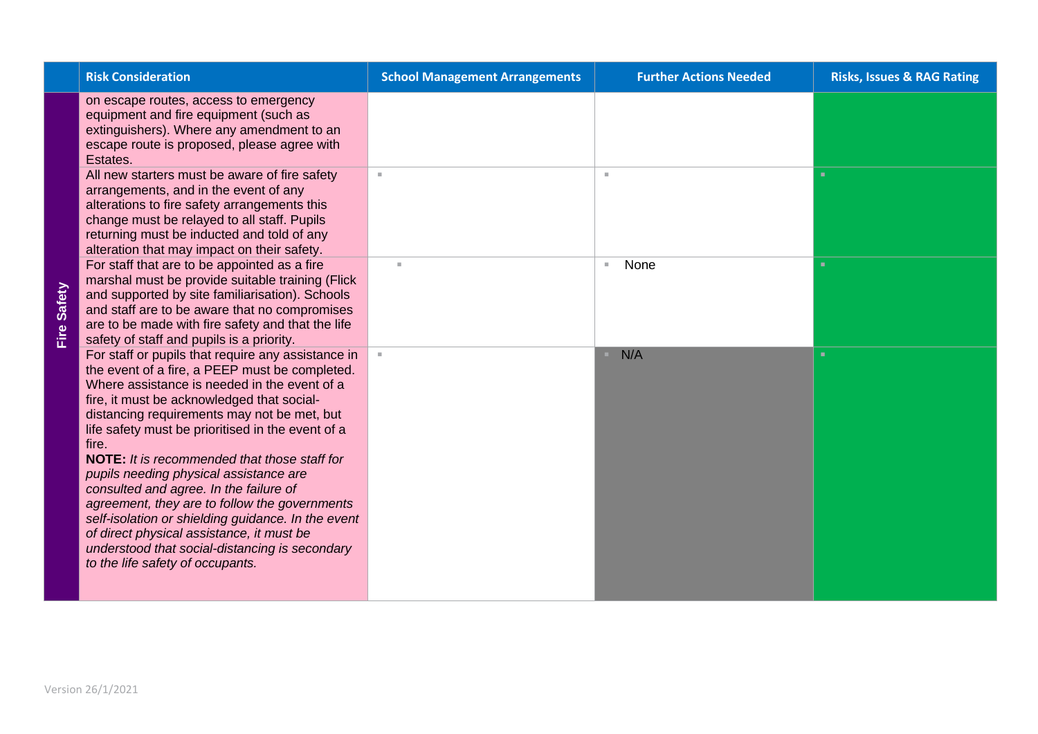| | Risk Consideration | School Management Arrangements | Further Actions Needed | Risks, Issues & RAG Rating |
|---|---|---|---|---|
| Fire Safety | on escape routes, access to emergency equipment and fire equipment (such as extinguishers). Where any amendment to an escape route is proposed, please agree with Estates. | | | |
| | All new starters must be aware of fire safety arrangements, and in the event of any alterations to fire safety arrangements this change must be relayed to all staff. Pupils returning must be inducted and told of any alteration that may impact on their safety. | | | |
| | For staff that are to be appointed as a fire marshal must be provide suitable training (Flick and supported by site familiarisation). Schools and staff are to be aware that no compromises are to be made with fire safety and that the life safety of staff and pupils is a priority. | | None | |
| | For staff or pupils that require any assistance in the event of a fire, a PEEP must be completed. Where assistance is needed in the event of a fire, it must be acknowledged that social-distancing requirements may not be met, but life safety must be prioritised in the event of a fire. **NOTE:** *It is recommended that those staff for pupils needing physical assistance are consulted and agree. In the failure of agreement, they are to follow the governments self-isolation or shielding guidance. In the event of direct physical assistance, it must be understood that social-distancing is secondary to the life safety of occupants.* | | N/A | |

Version 26/1/2021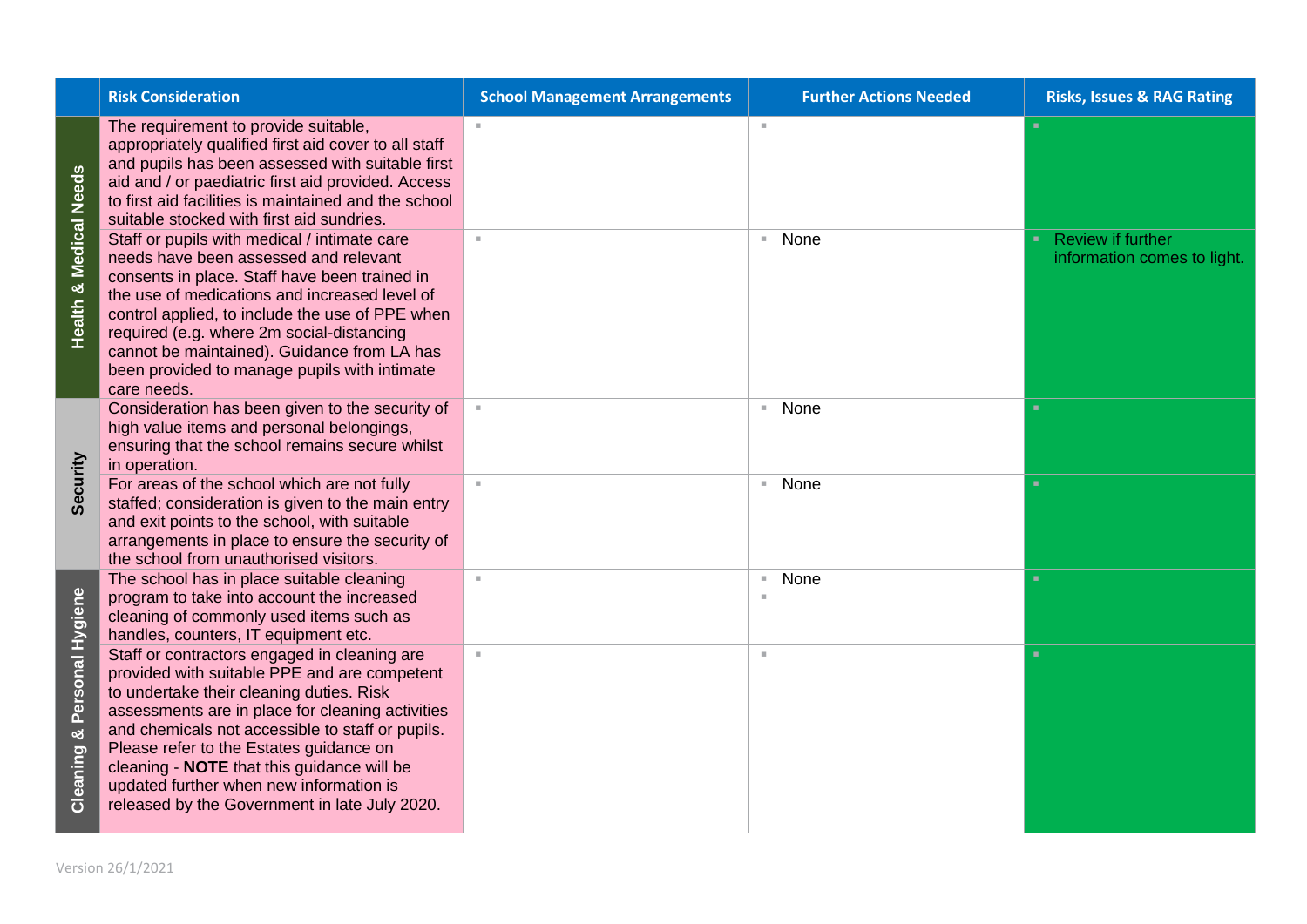| | Risk Consideration | School Management Arrangements | Further Actions Needed | Risks, Issues & RAG Rating |
|---|---|---|---|---|
| **Health & Medical Needs** | The requirement to provide suitable, appropriately qualified first aid cover to all staff and pupils has been assessed with suitable first aid and / or paediatric first aid provided. Access to first aid facilities is maintained and the school suitable stocked with first aid sundries. | | | |
| | Staff or pupils with medical / intimate care needs have been assessed and relevant consents in place. Staff have been trained in the use of medications and increased level of control applied, to include the use of PPE when required (e.g. where 2m social-distancing cannot be maintained). Guidance from LA has been provided to manage pupils with intimate care needs. | | None | Review if further information comes to light. |
| **Security** | Consideration has been given to the security of high value items and personal belongings, ensuring that the school remains secure whilst in operation. | | None | |
| | For areas of the school which are not fully staffed; consideration is given to the main entry and exit points to the school, with suitable arrangements in place to ensure the security of the school from unauthorised visitors. | | None | |
| **Cleaning & Personal Hygiene** | The school has in place suitable cleaning program to take into account the increased cleaning of commonly used items such as handles, counters, IT equipment etc. | | None | |
| | Staff or contractors engaged in cleaning are provided with suitable PPE and are competent to undertake their cleaning duties. Risk assessments are in place for cleaning activities and chemicals not accessible to staff or pupils. Please refer to the Estates guidance on cleaning - **NOTE** that this guidance will be updated further when new information is released by the Government in late July 2020. | | | |

Version 26/1/2021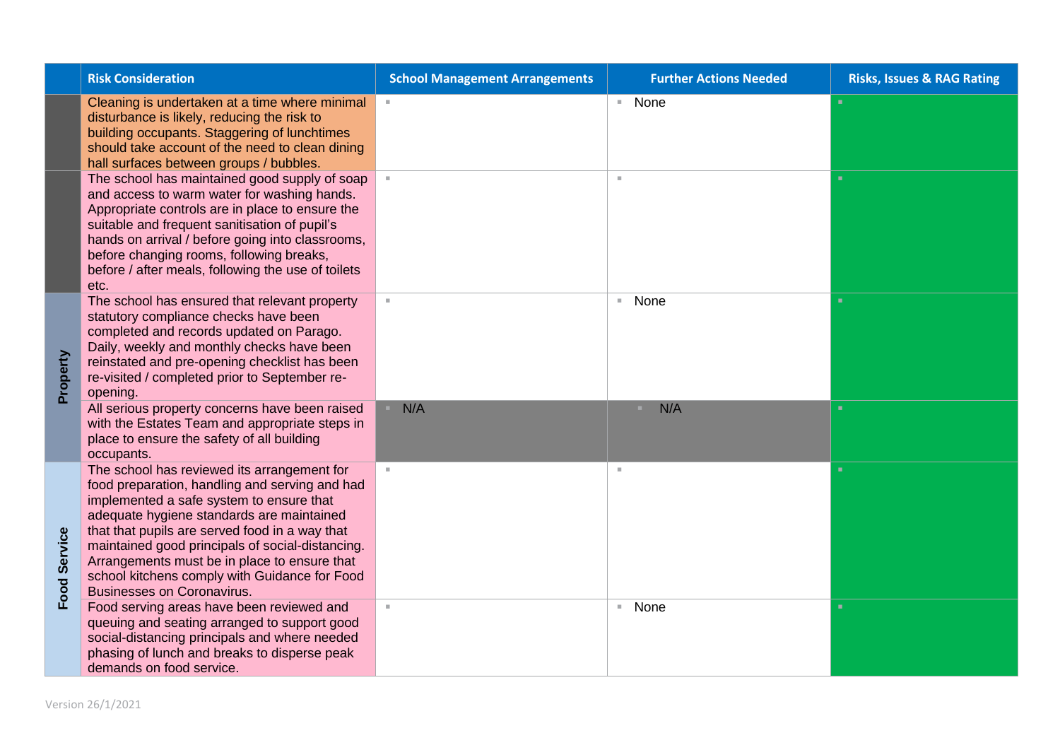| | Risk Consideration | School Management Arrangements | Further Actions Needed | Risks, Issues & RAG Rating |
|---|---|---|---|---|
| | Cleaning is undertaken at a time where minimal disturbance is likely, reducing the risk to building occupants. Staggering of lunchtimes should take account of the need to clean dining hall surfaces between groups / bubbles. | | None | |
| | The school has maintained good supply of soap and access to warm water for washing hands. Appropriate controls are in place to ensure the suitable and frequent sanitisation of pupil's hands on arrival / before going into classrooms, before changing rooms, following breaks, before / after meals, following the use of toilets etc. | | | |
| **Property** | The school has ensured that relevant property statutory compliance checks have been completed and records updated on Parago. Daily, weekly and monthly checks have been reinstated and pre-opening checklist has been re-visited / completed prior to September re-opening. | | None | |
| | All serious property concerns have been raised with the Estates Team and appropriate steps in place to ensure the safety of all building occupants. | N/A | N/A | |
| **Food Service** | The school has reviewed its arrangement for food preparation, handling and serving and had implemented a safe system to ensure that adequate hygiene standards are maintained that that pupils are served food in a way that maintained good principals of social-distancing. Arrangements must be in place to ensure that school kitchens comply with Guidance for Food Businesses on Coronavirus. | | | |
| | Food serving areas have been reviewed and queuing and seating arranged to support good social-distancing principals and where needed phasing of lunch and breaks to disperse peak demands on food service. | | None | |

Version 26/1/2021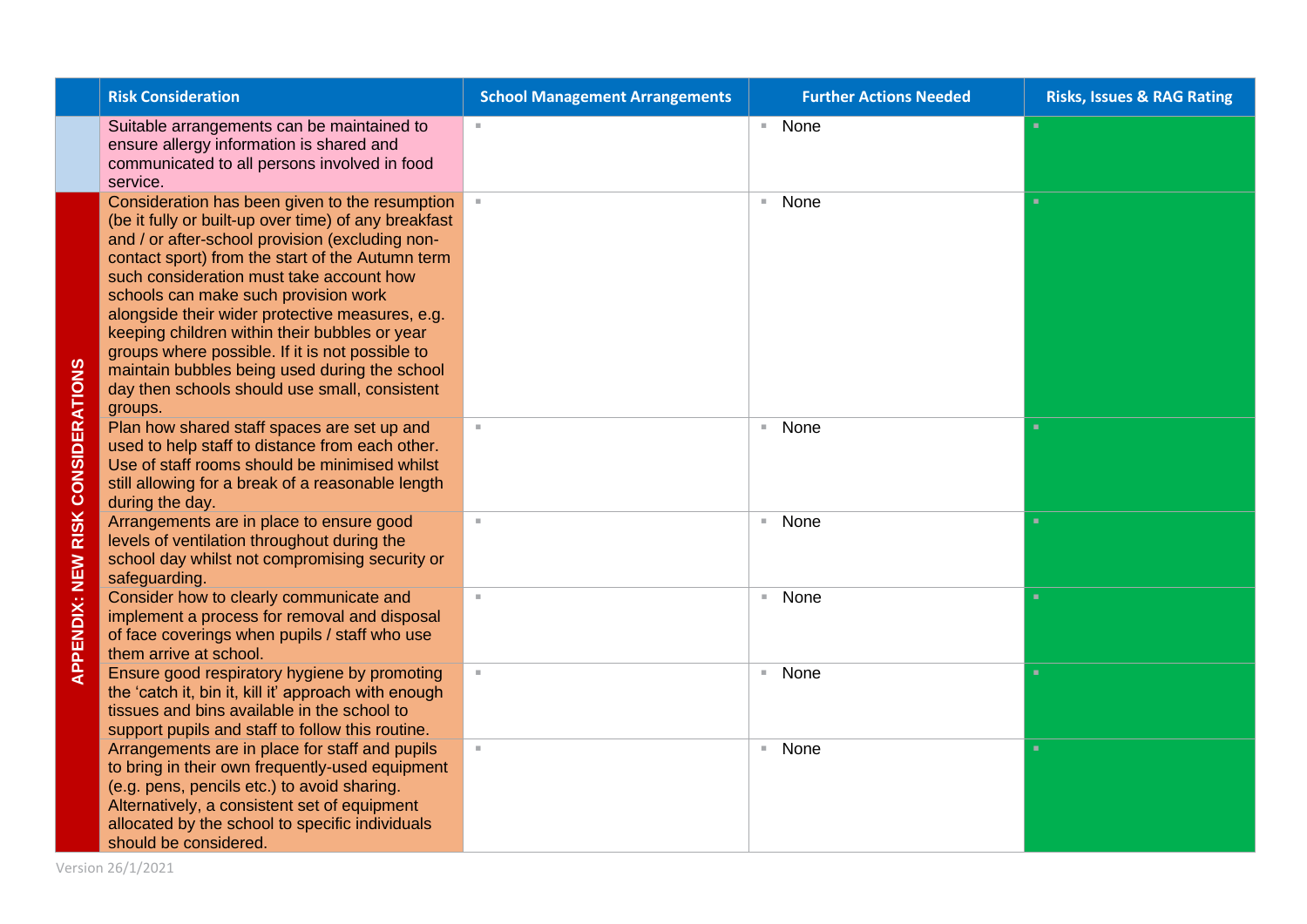| | Risk Consideration | School Management Arrangements | Further Actions Needed | Risks, Issues & RAG Rating |
|---|---|---|---|---|
| | Suitable arrangements can be maintained to ensure allergy information is shared and communicated to all persons involved in food service. | ▪ | ▪ None | ▪ |
| APPENDIX: NEW RISK CONSIDERATIONS | Consideration has been given to the resumption (be it fully or built-up over time) of any breakfast and / or after-school provision (excluding non-contact sport) from the start of the Autumn term such consideration must take account how schools can make such provision work alongside their wider protective measures, e.g. keeping children within their bubbles or year groups where possible. If it is not possible to maintain bubbles being used during the school day then schools should use small, consistent groups. | ▪ | ▪ None | ▪ |
| | Plan how shared staff spaces are set up and used to help staff to distance from each other. Use of staff rooms should be minimised whilst still allowing for a break of a reasonable length during the day. | ▪ | ▪ None | ▪ |
| | Arrangements are in place to ensure good levels of ventilation throughout during the school day whilst not compromising security or safeguarding. | ▪ | ▪ None | ▪ |
| | Consider how to clearly communicate and implement a process for removal and disposal of face coverings when pupils / staff who use them arrive at school. | ▪ | ▪ None | ▪ |
| | Ensure good respiratory hygiene by promoting the 'catch it, bin it, kill it' approach with enough tissues and bins available in the school to support pupils and staff to follow this routine. | ▪ | ▪ None | ▪ |
| | Arrangements are in place for staff and pupils to bring in their own frequently-used equipment (e.g. pens, pencils etc.) to avoid sharing. Alternatively, a consistent set of equipment allocated by the school to specific individuals should be considered. | ▪ | ▪ None | ▪ |

Version 26/1/2021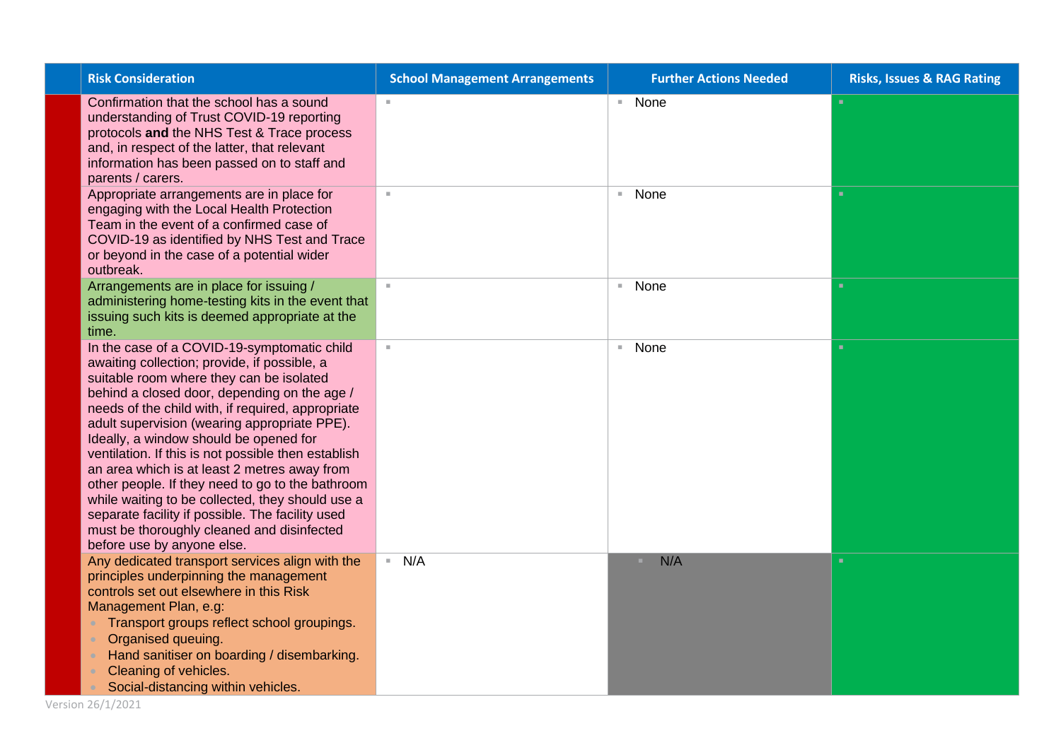| | Risk Consideration | School Management Arrangements | Further Actions Needed | Risks, Issues & RAG Rating |
|---|---|---|---|---|
| | Confirmation that the school has a sound understanding of Trust COVID-19 reporting protocols **and** the NHS Test & Trace process and, in respect of the latter, that relevant information has been passed on to staff and parents / carers. | | None | |
| | Appropriate arrangements are in place for engaging with the Local Health Protection Team in the event of a confirmed case of COVID-19 as identified by NHS Test and Trace or beyond in the case of a potential wider outbreak. | | None | |
| | Arrangements are in place for issuing / administering home-testing kits in the event that issuing such kits is deemed appropriate at the time. | | None | |
| | In the case of a COVID-19-symptomatic child awaiting collection; provide, if possible, a suitable room where they can be isolated behind a closed door, depending on the age / needs of the child with, if required, appropriate adult supervision (wearing appropriate PPE). Ideally, a window should be opened for ventilation. If this is not possible then establish an area which is at least 2 metres away from other people. If they need to go to the bathroom while waiting to be collected, they should use a separate facility if possible. The facility used must be thoroughly cleaned and disinfected before use by anyone else. | | None | |
| | Any dedicated transport services align with the principles underpinning the management controls set out elsewhere in this Risk Management Plan, e.g:<br>- Transport groups reflect school groupings.<br>- Organised queuing.<br>- Hand sanitiser on boarding / disembarking.<br>- Cleaning of vehicles.<br>- Social-distancing within vehicles. | N/A | N/A | |

Version 26/1/2021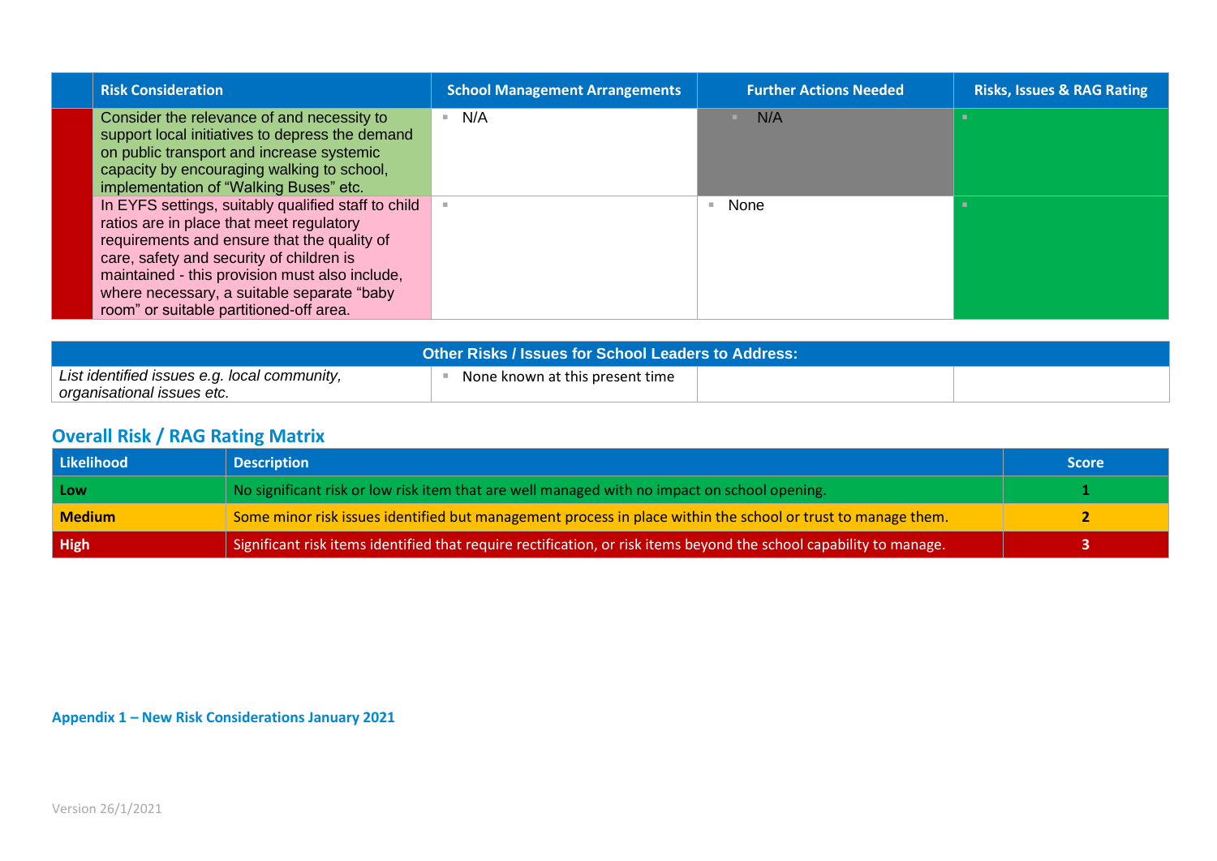| | Risk Consideration | School Management Arrangements | Further Actions Needed | Risks, Issues & RAG Rating |
|---|---|---|---|---|
| | Consider the relevance of and necessity to support local initiatives to depress the demand on public transport and increase systemic capacity by encouraging walking to school, implementation of "Walking Buses" etc. | N/A | N/A | |
| | In EYFS settings, suitably qualified staff to child ratios are in place that meet regulatory requirements and ensure that the quality of care, safety and security of children is maintained - this provision must also include, where necessary, a suitable separate "baby room" or suitable partitioned-off area. | | None | |

| Other Risks / Issues for School Leaders to Address: | | | |
|---|---|---|---|
| *List identified issues e.g. local community, organisational issues etc.* | None known at this present time | | |

## Overall Risk / RAG Rating Matrix

| Likelihood | Description | Score |
|---|---|---|
| **Low** | No significant risk or low risk item that are well managed with no impact on school opening. | **1** |
| **Medium** | Some minor risk issues identified but management process in place within the school or trust to manage them. | **2** |
| **High** | Significant risk items identified that require rectification, or risk items beyond the school capability to manage. | **3** |

**Appendix 1 – New Risk Considerations January 2021**

Version 26/1/2021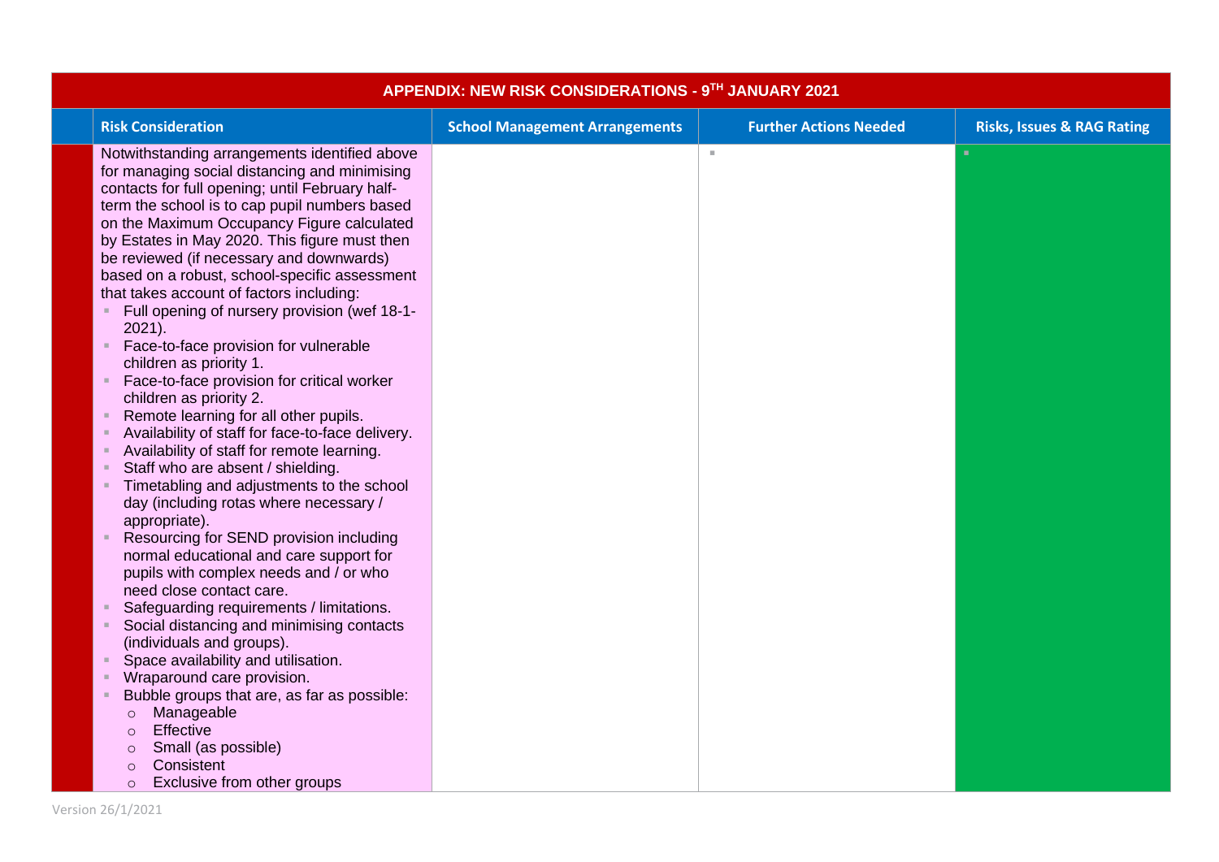| APPENDIX: NEW RISK CONSIDERATIONS - 9TH JANUARY 2021 | | | |
|---|---|---|---|
| **Risk Consideration** | **School Management Arrangements** | **Further Actions Needed** | **Risks, Issues & RAG Rating** |
| Notwithstanding arrangements identified above for managing social distancing and minimising contacts for full opening; until February half-term the school is to cap pupil numbers based on the Maximum Occupancy Figure calculated by Estates in May 2020. This figure must then be reviewed (if necessary and downwards) based on a robust, school-specific assessment that takes account of factors including:<br>- Full opening of nursery provision (wef 18-1-2021).<br>- Face-to-face provision for vulnerable children as priority 1.<br>- Face-to-face provision for critical worker children as priority 2.<br>- Remote learning for all other pupils.<br>- Availability of staff for face-to-face delivery.<br>- Availability of staff for remote learning.<br>- Staff who are absent / shielding.<br>- Timetabling and adjustments to the school day (including rotas where necessary / appropriate).<br>- Resourcing for SEND provision including normal educational and care support for pupils with complex needs and / or who need close contact care.<br>- Safeguarding requirements / limitations.<br>- Social distancing and minimising contacts (individuals and groups).<br>- Space availability and utilisation.<br>- Wraparound care provision.<br>- Bubble groups that are, as far as possible:<br>&nbsp;&nbsp;○ Manageable<br>&nbsp;&nbsp;○ Effective<br>&nbsp;&nbsp;○ Small (as possible)<br>&nbsp;&nbsp;○ Consistent<br>&nbsp;&nbsp;○ Exclusive from other groups | | | |

Version 26/1/2021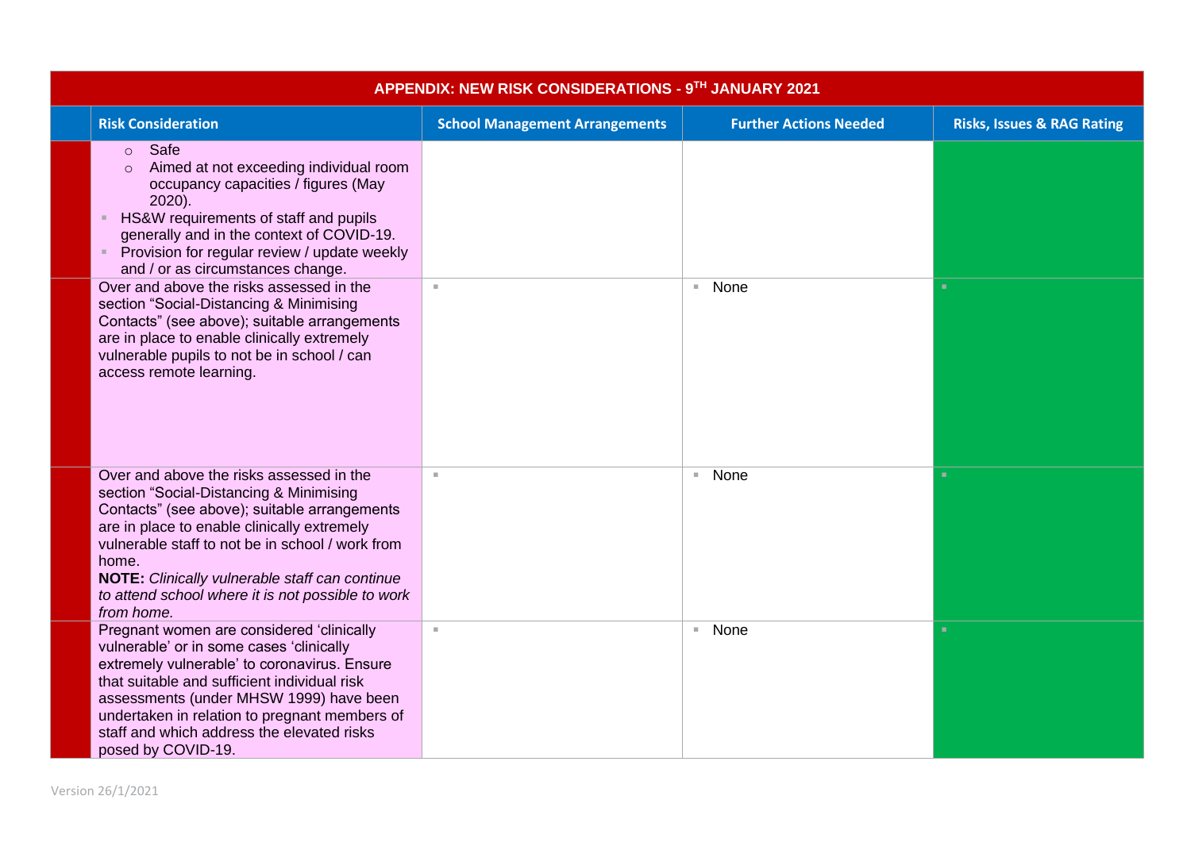| | Risk Consideration | School Management Arrangements | Further Actions Needed | Risks, Issues & RAG Rating |
|---|---|---|---|---|
| **APPENDIX: NEW RISK CONSIDERATIONS - 9TH JANUARY 2021** | | | | |
| | ○ Safe<br>○ Aimed at not exceeding individual room occupancy capacities / figures (May 2020).<br>▪ HS&W requirements of staff and pupils generally and in the context of COVID-19.<br>▪ Provision for regular review / update weekly and / or as circumstances change. | | | |
| | Over and above the risks assessed in the section "Social-Distancing & Minimising Contacts" (see above); suitable arrangements are in place to enable clinically extremely vulnerable pupils to not be in school / can access remote learning. | ▪ | ▪ None | ▪ |
| | Over and above the risks assessed in the section "Social-Distancing & Minimising Contacts" (see above); suitable arrangements are in place to enable clinically extremely vulnerable staff to not be in school / work from home.<br>**NOTE:** *Clinically vulnerable staff can continue to attend school where it is not possible to work from home.* | ▪ | ▪ None | ▪ |
| | Pregnant women are considered 'clinically vulnerable' or in some cases 'clinically extremely vulnerable' to coronavirus. Ensure that suitable and sufficient individual risk assessments (under MHSW 1999) have been undertaken in relation to pregnant members of staff and which address the elevated risks posed by COVID-19. | ▪ | ▪ None | ▪ |

Version 26/1/2021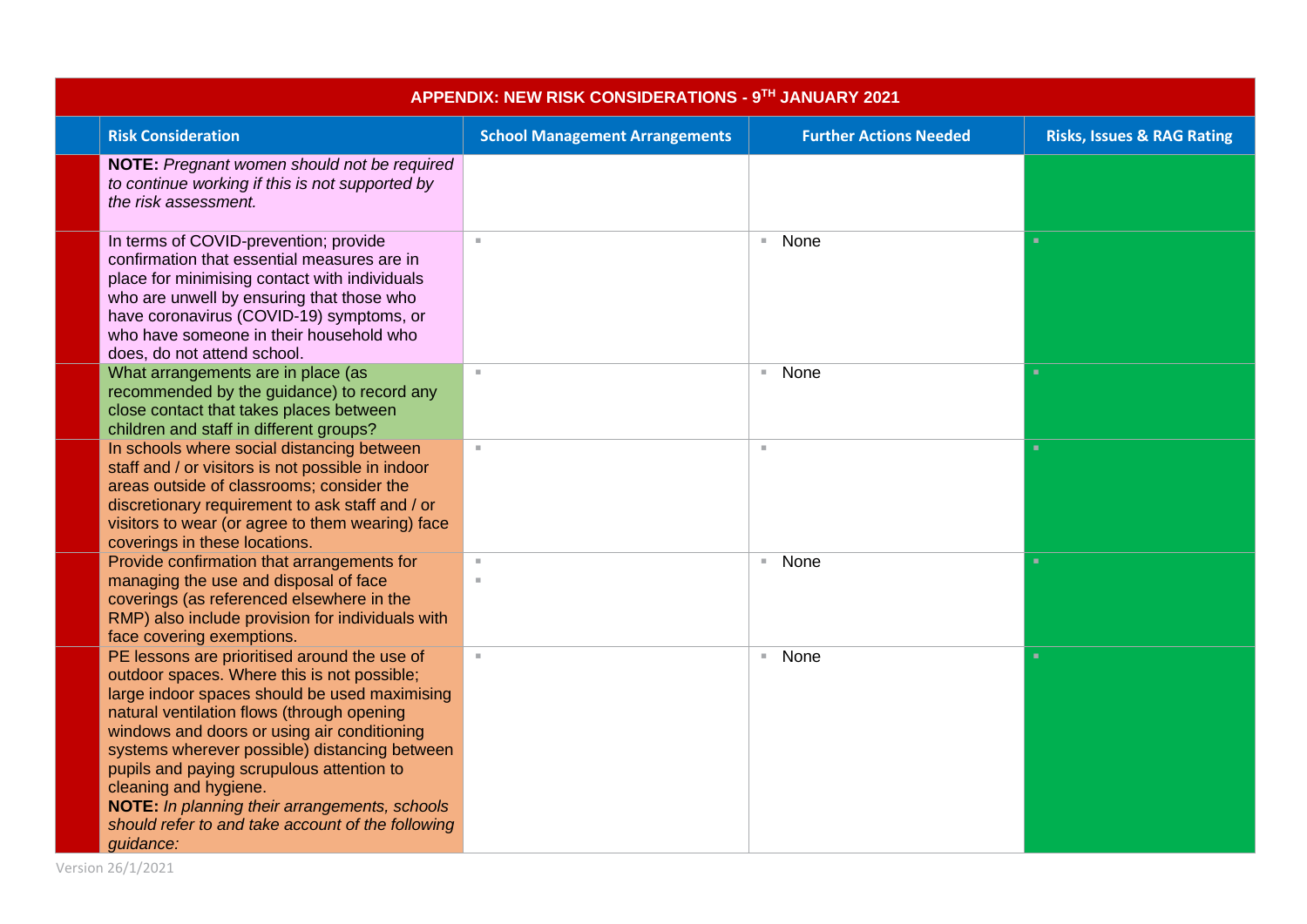| APPENDIX: NEW RISK CONSIDERATIONS - 9TH JANUARY 2021 | | | |
|---|---|---|---|
| **Risk Consideration** | **School Management Arrangements** | **Further Actions Needed** | **Risks, Issues & RAG Rating** |
| **NOTE:** *Pregnant women should not be required to continue working if this is not supported by the risk assessment.* | | | |
| In terms of COVID-prevention; provide confirmation that essential measures are in place for minimising contact with individuals who are unwell by ensuring that those who have coronavirus (COVID-19) symptoms, or who have someone in their household who does, do not attend school. | | None | |
| What arrangements are in place (as recommended by the guidance) to record any close contact that takes places between children and staff in different groups? | | None | |
| In schools where social distancing between staff and / or visitors is not possible in indoor areas outside of classrooms; consider the discretionary requirement to ask staff and / or visitors to wear (or agree to them wearing) face coverings in these locations. | | | |
| Provide confirmation that arrangements for managing the use and disposal of face coverings (as referenced elsewhere in the RMP) also include provision for individuals with face covering exemptions. | | None | |
| PE lessons are prioritised around the use of outdoor spaces. Where this is not possible; large indoor spaces should be used maximising natural ventilation flows (through opening windows and doors or using air conditioning systems wherever possible) distancing between pupils and paying scrupulous attention to cleaning and hygiene.<br>**NOTE:** *In planning their arrangements, schools should refer to and take account of the following guidance:* | | None | |

Version 26/1/2021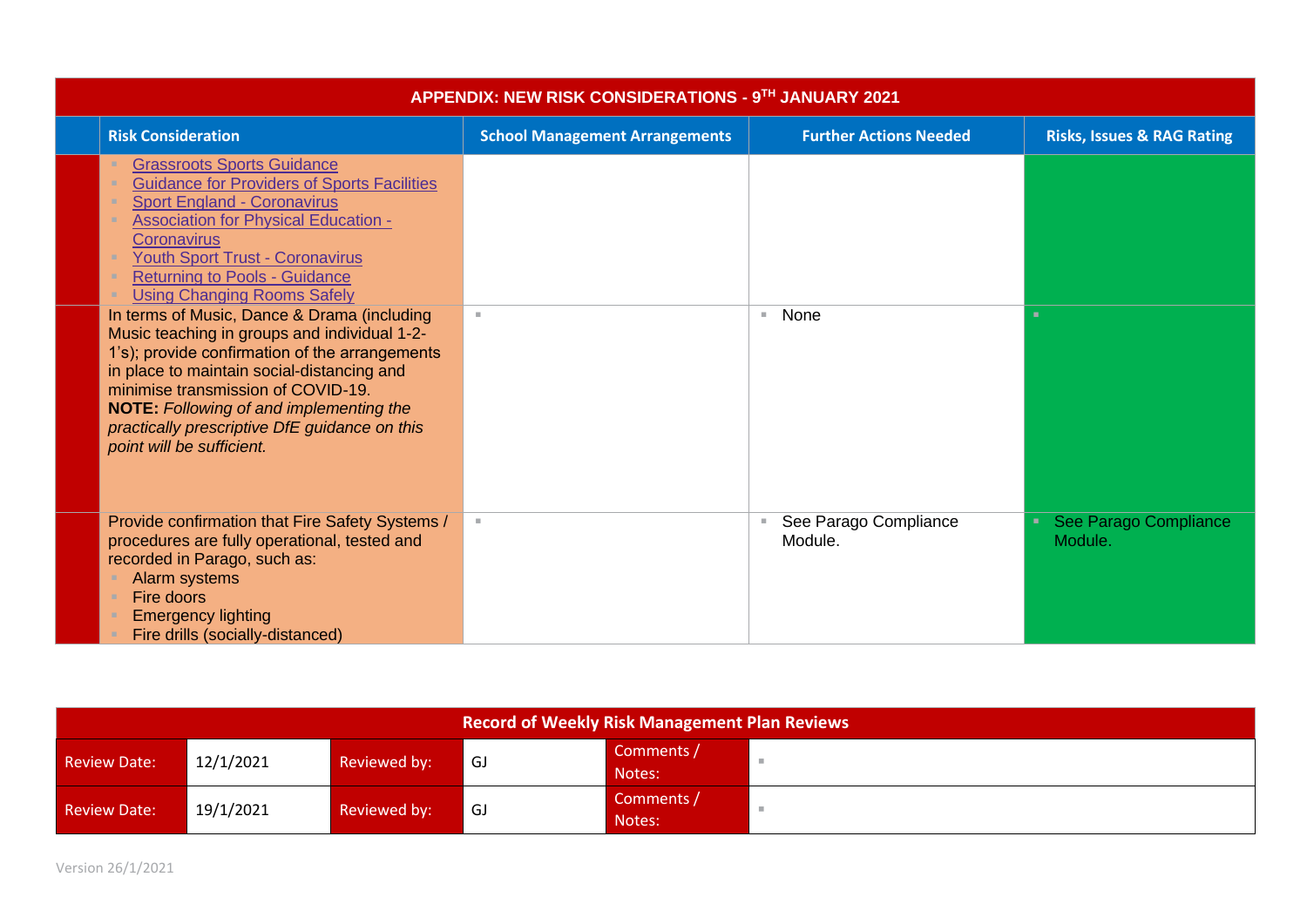## APPENDIX: NEW RISK CONSIDERATIONS - 9TH JANUARY 2021

| | Risk Consideration | School Management Arrangements | Further Actions Needed | Risks, Issues & RAG Rating |
|---|---|---|---|---|
| | ▪ Grassroots Sports Guidance<br>▪ Guidance for Providers of Sports Facilities<br>▪ Sport England - Coronavirus<br>▪ Association for Physical Education - Coronavirus<br>▪ Youth Sport Trust - Coronavirus<br>▪ Returning to Pools - Guidance<br>▪ Using Changing Rooms Safely | | | |
| | In terms of Music, Dance & Drama (including Music teaching in groups and individual 1-2-1's); provide confirmation of the arrangements in place to maintain social-distancing and minimise transmission of COVID-19.<br>**NOTE:** *Following of and implementing the practically prescriptive DfE guidance on this point will be sufficient.* | ▪ | ▪ None | ▪ |
| | Provide confirmation that Fire Safety Systems / procedures are fully operational, tested and recorded in Parago, such as:<br>▪ Alarm systems<br>▪ Fire doors<br>▪ Emergency lighting<br>▪ Fire drills (socially-distanced) | ▪ | ▪ See Parago Compliance Module. | ▪ See Parago Compliance Module. |

| Record of Weekly Risk Management Plan Reviews | | | | | |
|---|---|---|---|---|---|
| Review Date: | 12/1/2021 | Reviewed by: | GJ | Comments / Notes: | ▪ |
| Review Date: | 19/1/2021 | Reviewed by: | GJ | Comments / Notes: | ▪ |

Version 26/1/2021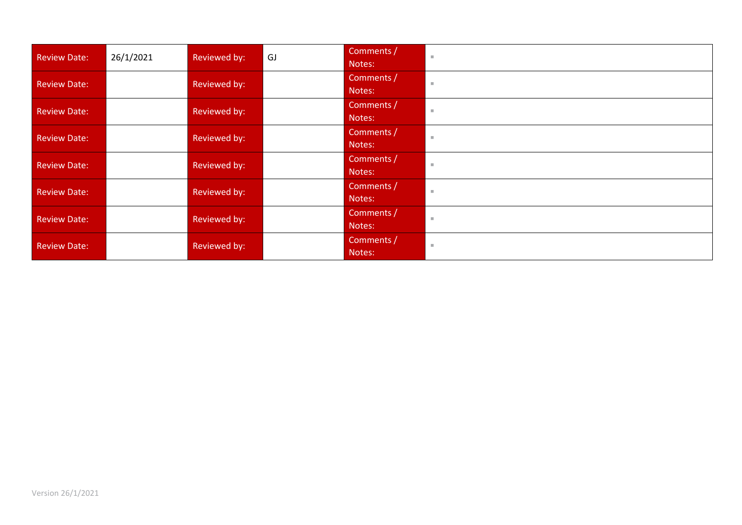| | | | | | |
|---|---|---|---|---|---|
| Review Date: | 26/1/2021 | Reviewed by: | GJ | Comments / Notes: | ▪ |
| Review Date: | | Reviewed by: | | Comments / Notes: | ▪ |
| Review Date: | | Reviewed by: | | Comments / Notes: | ▪ |
| Review Date: | | Reviewed by: | | Comments / Notes: | ▪ |
| Review Date: | | Reviewed by: | | Comments / Notes: | ▪ |
| Review Date: | | Reviewed by: | | Comments / Notes: | ▪ |
| Review Date: | | Reviewed by: | | Comments / Notes: | ▪ |
| Review Date: | | Reviewed by: | | Comments / Notes: | ▪ |